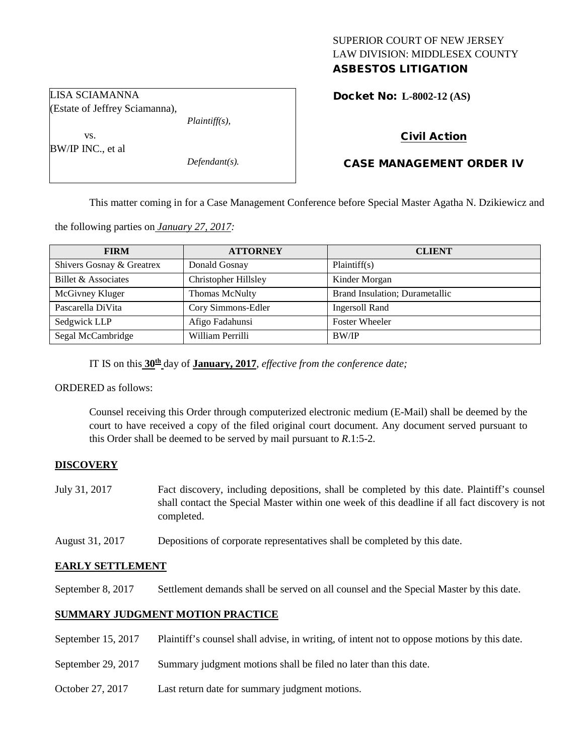SUPERIOR COURT OF NEW JERSEY
LAW DIVISION: MIDDLESEX COUNTY
**ASBESTOS LITIGATION**

LISA SCIAMANNA
(Estate of Jeffrey Sciamanna),
*Plaintiff(s),*

vs.

BW/IP INC., et al
*Defendant(s).*

**Docket No: L-8002-12 (AS)**

**Civil Action**

**CASE MANAGEMENT ORDER IV**

This matter coming in for a Case Management Conference before Special Master Agatha N. Dzikiewicz and the following parties on *January 27, 2017:*

| FIRM | ATTORNEY | CLIENT |
|---|---|---|
| Shivers Gosnay & Greatrex | Donald Gosnay | Plaintiff(s) |
| Billet & Associates | Christopher Hillsley | Kinder Morgan |
| McGivney Kluger | Thomas McNulty | Brand Insulation; Durametallic |
| Pascarella DiVita | Cory Simmons-Edler | Ingersoll Rand |
| Sedgwick LLP | Afigo Fadahunsi | Foster Wheeler |
| Segal McCambridge | William Perrilli | BW/IP |

IT IS on this **30th** day of **January, 2017**, *effective from the conference date;*

ORDERED as follows:

Counsel receiving this Order through computerized electronic medium (E-Mail) shall be deemed by the court to have received a copy of the filed original court document. Any document served pursuant to this Order shall be deemed to be served by mail pursuant to *R*.1:5-2.

**DISCOVERY**

July 31, 2017 — Fact discovery, including depositions, shall be completed by this date. Plaintiff's counsel shall contact the Special Master within one week of this deadline if all fact discovery is not completed.

August 31, 2017 — Depositions of corporate representatives shall be completed by this date.

**EARLY SETTLEMENT**

September 8, 2017 — Settlement demands shall be served on all counsel and the Special Master by this date.

**SUMMARY JUDGMENT MOTION PRACTICE**

September 15, 2017 — Plaintiff's counsel shall advise, in writing, of intent not to oppose motions by this date.

September 29, 2017 — Summary judgment motions shall be filed no later than this date.

October 27, 2017 — Last return date for summary judgment motions.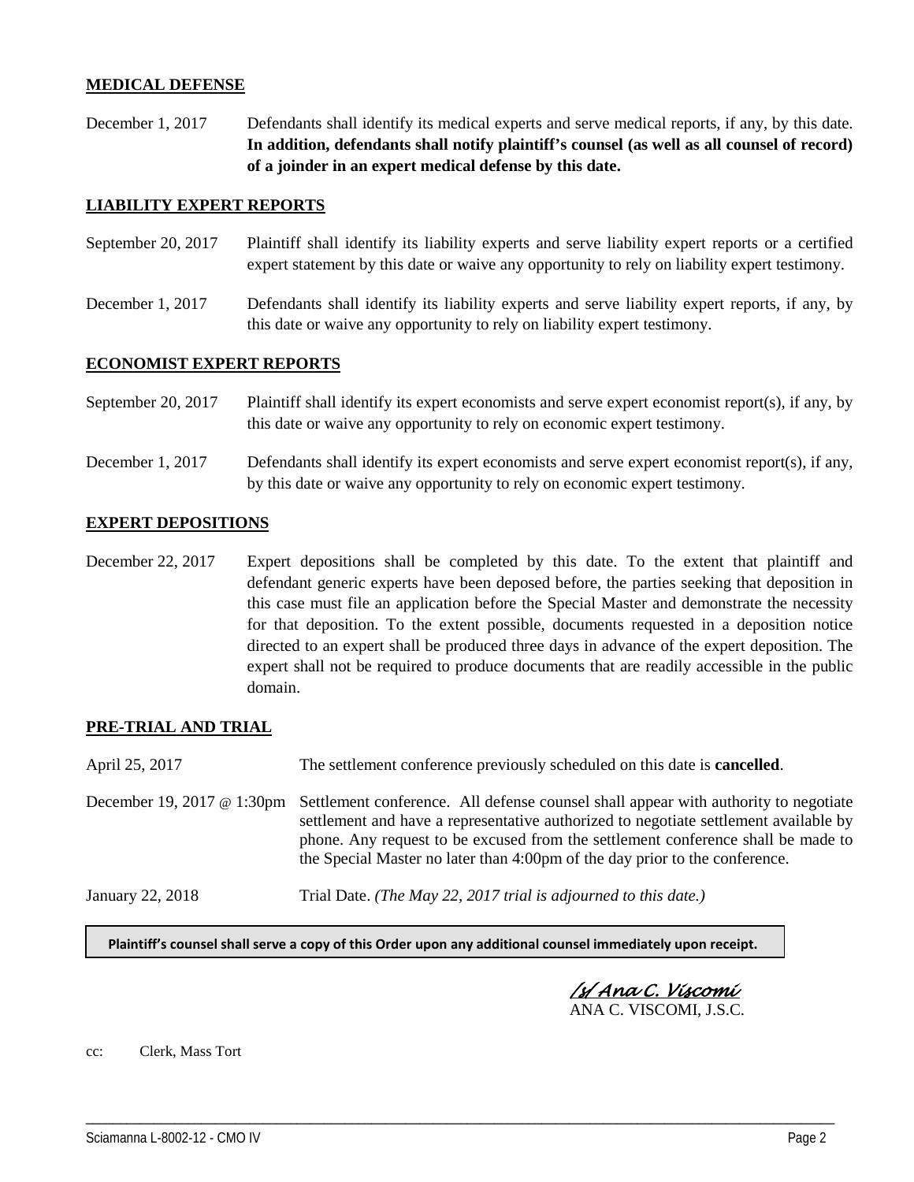**MEDICAL DEFENSE**

| | |
|---|---|
| December 1, 2017 | Defendants shall identify its medical experts and serve medical reports, if any, by this date. **In addition, defendants shall notify plaintiff's counsel (as well as all counsel of record) of a joinder in an expert medical defense by this date.** |

**LIABILITY EXPERT REPORTS**

| | |
|---|---|
| September 20, 2017 | Plaintiff shall identify its liability experts and serve liability expert reports or a certified expert statement by this date or waive any opportunity to rely on liability expert testimony. |
| December 1, 2017 | Defendants shall identify its liability experts and serve liability expert reports, if any, by this date or waive any opportunity to rely on liability expert testimony. |

**ECONOMIST EXPERT REPORTS**

| | |
|---|---|
| September 20, 2017 | Plaintiff shall identify its expert economists and serve expert economist report(s), if any, by this date or waive any opportunity to rely on economic expert testimony. |
| December 1, 2017 | Defendants shall identify its expert economists and serve expert economist report(s), if any, by this date or waive any opportunity to rely on economic expert testimony. |

**EXPERT DEPOSITIONS**

| | |
|---|---|
| December 22, 2017 | Expert depositions shall be completed by this date. To the extent that plaintiff and defendant generic experts have been deposed before, the parties seeking that deposition in this case must file an application before the Special Master and demonstrate the necessity for that deposition. To the extent possible, documents requested in a deposition notice directed to an expert shall be produced three days in advance of the expert deposition. The expert shall not be required to produce documents that are readily accessible in the public domain. |

**PRE-TRIAL AND TRIAL**

| | |
|---|---|
| April 25, 2017 | The settlement conference previously scheduled on this date is **cancelled**. |
| December 19, 2017 @ 1:30pm | Settlement conference. All defense counsel shall appear with authority to negotiate settlement and have a representative authorized to negotiate settlement available by phone. Any request to be excused from the settlement conference shall be made to the Special Master no later than 4:00pm of the day prior to the conference. |
| January 22, 2018 | Trial Date. *(The May 22, 2017 trial is adjourned to this date.)* |

**Plaintiff's counsel shall serve a copy of this Order upon any additional counsel immediately upon receipt.**

/s/ Ana C. Viscomi
ANA C. VISCOMI, J.S.C.

cc: Clerk, Mass Tort

Sciamanna L-8002-12 - CMO IV